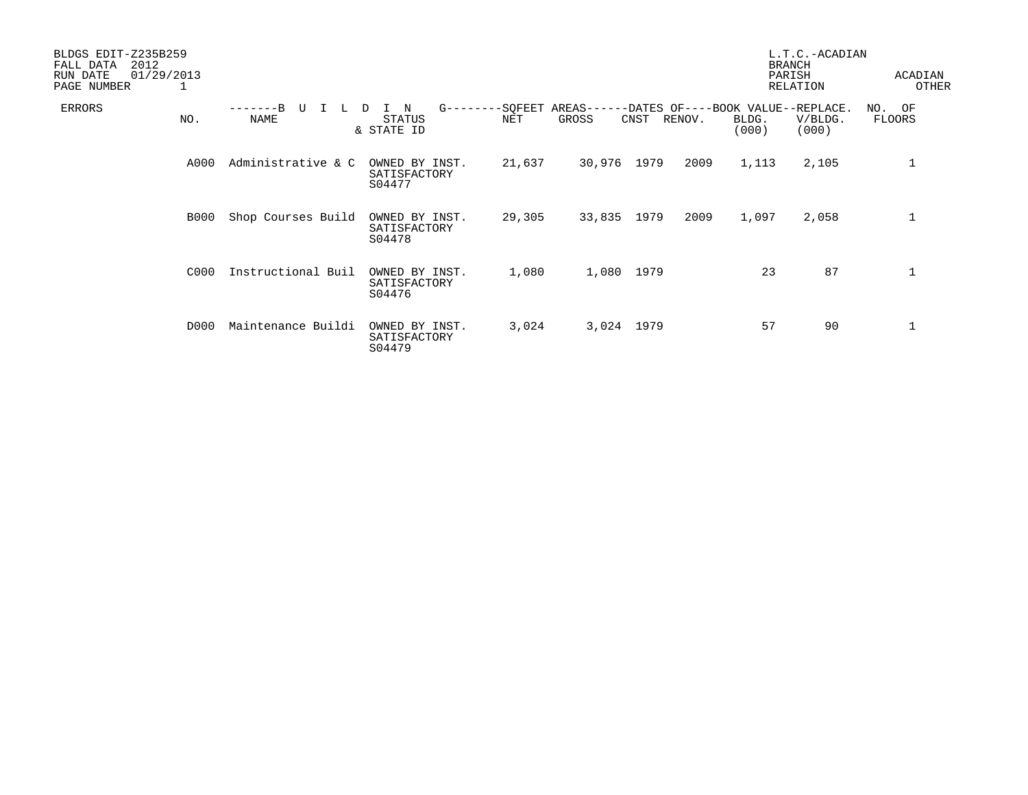BLDGS EDIT-Z235B259
FALL DATA 2012
RUN DATE 01/29/2013
PAGE NUMBER 1

L.T.C.-ACADIAN
BRANCH
PARISH RELATION: ACADIAN OTHER

| ERRORS | NO. | BUILDING NAME | STATUS & STATE ID | SQFEET AREAS NET | SQFEET AREAS GROSS | DATES OF CNST | DATES OF RENOV. | BOOK VALUE BLDG. (000) | REPLACE. V/BLDG. (000) | NO. OF FLOORS |
|---|---|---|---|---|---|---|---|---|---|---|
| | A000 | Administrative & C | OWNED BY INST. SATISFACTORY S04477 | 21,637 | 30,976 | 1979 | 2009 | 1,113 | 2,105 | 1 |
| | B000 | Shop Courses Build | OWNED BY INST. SATISFACTORY S04478 | 29,305 | 33,835 | 1979 | 2009 | 1,097 | 2,058 | 1 |
| | C000 | Instructional Buil | OWNED BY INST. SATISFACTORY S04476 | 1,080 | 1,080 | 1979 | | 23 | 87 | 1 |
| | D000 | Maintenance Buildi | OWNED BY INST. SATISFACTORY S04479 | 3,024 | 3,024 | 1979 | | 57 | 90 | 1 |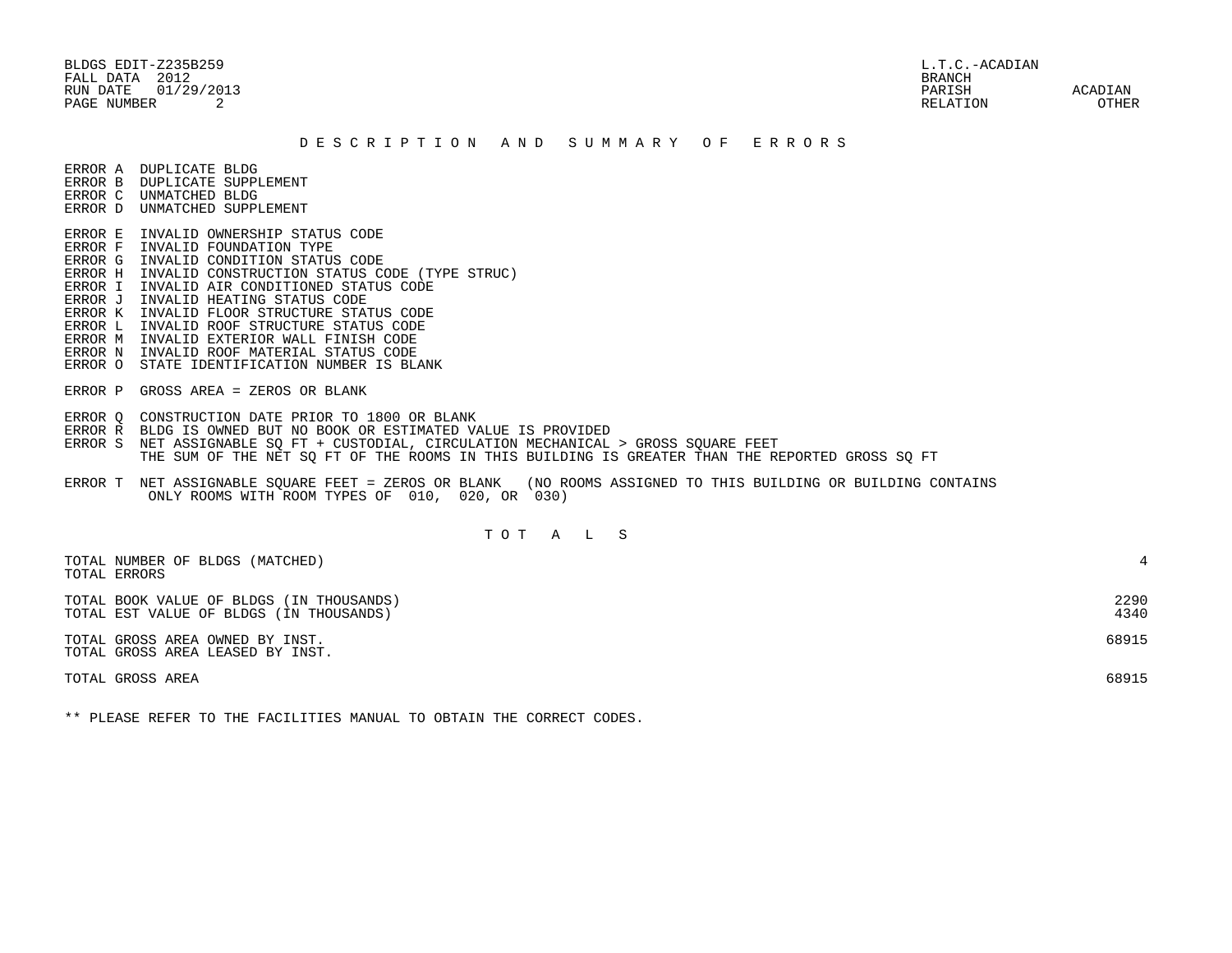BLDGS EDIT-Z235B259
FALL DATA 2012
RUN DATE 01/29/2013
PAGE NUMBER 2

L.T.C.-ACADIAN
BRANCH
PARISH ACADIAN
RELATION OTHER

## D E S C R I P T I O N   A N D   S U M M A R Y   O F   E R R O R S

ERROR A DUPLICATE BLDG
ERROR B DUPLICATE SUPPLEMENT
ERROR C UNMATCHED BLDG
ERROR D UNMATCHED SUPPLEMENT

ERROR E INVALID OWNERSHIP STATUS CODE
ERROR F INVALID FOUNDATION TYPE
ERROR G INVALID CONDITION STATUS CODE
ERROR H INVALID CONSTRUCTION STATUS CODE (TYPE STRUC)
ERROR I INVALID AIR CONDITIONED STATUS CODE
ERROR J INVALID HEATING STATUS CODE
ERROR K INVALID FLOOR STRUCTURE STATUS CODE
ERROR L INVALID ROOF STRUCTURE STATUS CODE
ERROR M INVALID EXTERIOR WALL FINISH CODE
ERROR N INVALID ROOF MATERIAL STATUS CODE
ERROR O STATE IDENTIFICATION NUMBER IS BLANK

ERROR P GROSS AREA = ZEROS OR BLANK

ERROR Q CONSTRUCTION DATE PRIOR TO 1800 OR BLANK
ERROR R BLDG IS OWNED BUT NO BOOK OR ESTIMATED VALUE IS PROVIDED
ERROR S NET ASSIGNABLE SQ FT + CUSTODIAL, CIRCULATION MECHANICAL > GROSS SQUARE FEET
THE SUM OF THE NET SQ FT OF THE ROOMS IN THIS BUILDING IS GREATER THAN THE REPORTED GROSS SQ FT

ERROR T NET ASSIGNABLE SQUARE FEET = ZEROS OR BLANK (NO ROOMS ASSIGNED TO THIS BUILDING OR BUILDING CONTAINS ONLY ROOMS WITH ROOM TYPES OF 010, 020, OR 030)

## T O T A L S

| | |
|---|---|
| TOTAL NUMBER OF BLDGS (MATCHED) | 4 |
| TOTAL ERRORS | |
| TOTAL BOOK VALUE OF BLDGS (IN THOUSANDS) | 2290 |
| TOTAL EST VALUE OF BLDGS (IN THOUSANDS) | 4340 |
| TOTAL GROSS AREA OWNED BY INST. | 68915 |
| TOTAL GROSS AREA LEASED BY INST. | |
| TOTAL GROSS AREA | 68915 |

** PLEASE REFER TO THE FACILITIES MANUAL TO OBTAIN THE CORRECT CODES.